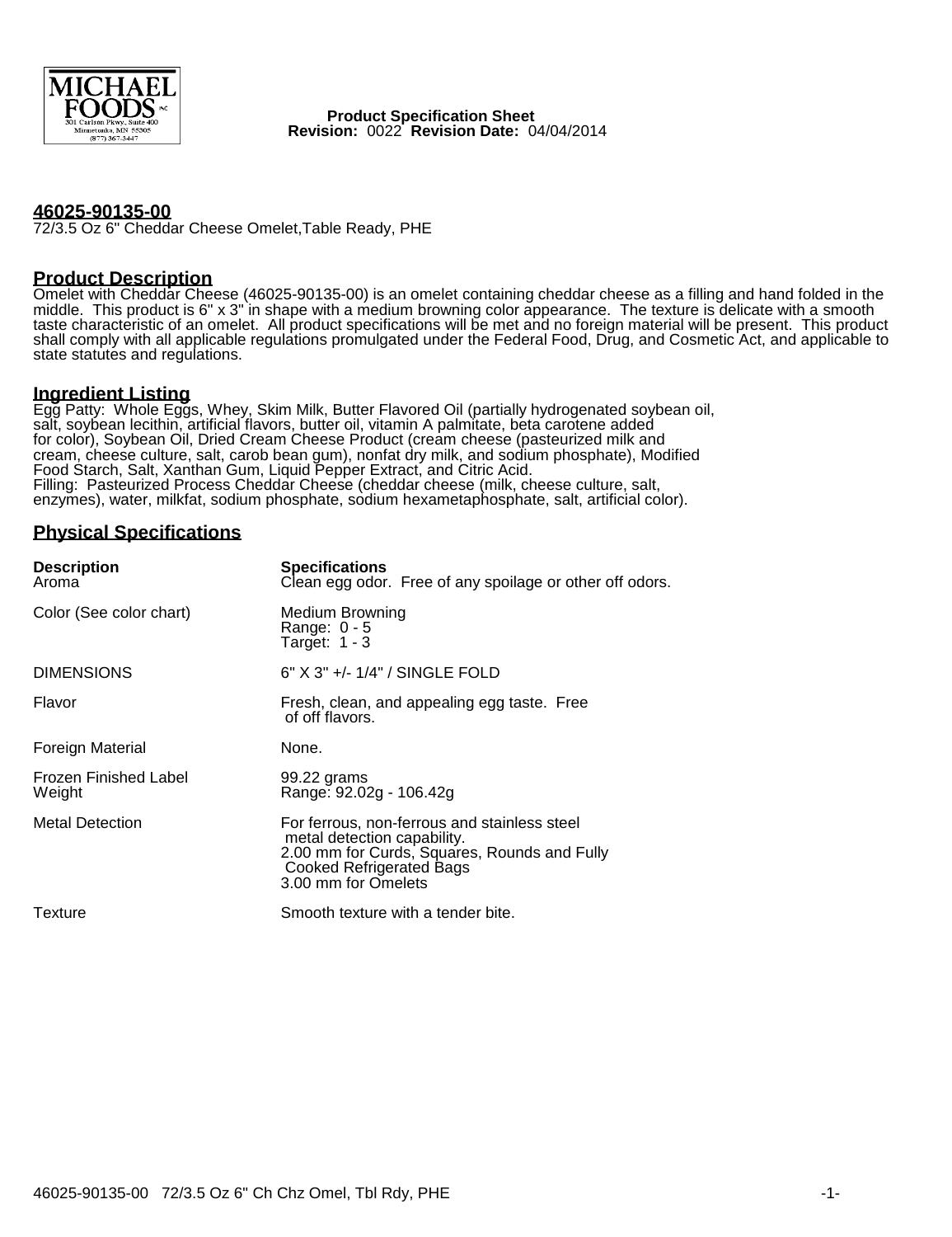MICHAEL FOODS INC.
301 Carlson Pkwy., Suite 400
Minnetonka, MN 55305
(877) 367-3447

**Product Specification Sheet**
**Revision:** 0022 **Revision Date:** 04/04/2014

## 46025-90135-00

72/3.5 Oz 6" Cheddar Cheese Omelet,Table Ready, PHE

## Product Description

Omelet with Cheddar Cheese (46025-90135-00) is an omelet containing cheddar cheese as a filling and hand folded in the middle. This product is 6" x 3" in shape with a medium browning color appearance. The texture is delicate with a smooth taste characteristic of an omelet. All product specifications will be met and no foreign material will be present. This product shall comply with all applicable regulations promulgated under the Federal Food, Drug, and Cosmetic Act, and applicable to state statutes and regulations.

## Ingredient Listing

Egg Patty: Whole Eggs, Whey, Skim Milk, Butter Flavored Oil (partially hydrogenated soybean oil, salt, soybean lecithin, artificial flavors, butter oil, vitamin A palmitate, beta carotene added for color), Soybean Oil, Dried Cream Cheese Product (cream cheese (pasteurized milk and cream, cheese culture, salt, carob bean gum), nonfat dry milk, and sodium phosphate), Modified Food Starch, Salt, Xanthan Gum, Liquid Pepper Extract, and Citric Acid.
Filling: Pasteurized Process Cheddar Cheese (cheddar cheese (milk, cheese culture, salt, enzymes), water, milkfat, sodium phosphate, sodium hexametaphosphate, salt, artificial color).

## Physical Specifications

| Description | Specifications |
|---|---|
| Aroma | Clean egg odor. Free of any spoilage or other off odors. |
| Color (See color chart) | Medium Browning<br>Range: 0 - 5<br>Target: 1 - 3 |
| DIMENSIONS | 6" X 3" +/- 1/4" / SINGLE FOLD |
| Flavor | Fresh, clean, and appealing egg taste. Free of off flavors. |
| Foreign Material | None. |
| Frozen Finished Label Weight | 99.22 grams<br>Range: 92.02g - 106.42g |
| Metal Detection | For ferrous, non-ferrous and stainless steel metal detection capability.<br>2.00 mm for Curds, Squares, Rounds and Fully Cooked Refrigerated Bags<br>3.00 mm for Omelets |
| Texture | Smooth texture with a tender bite. |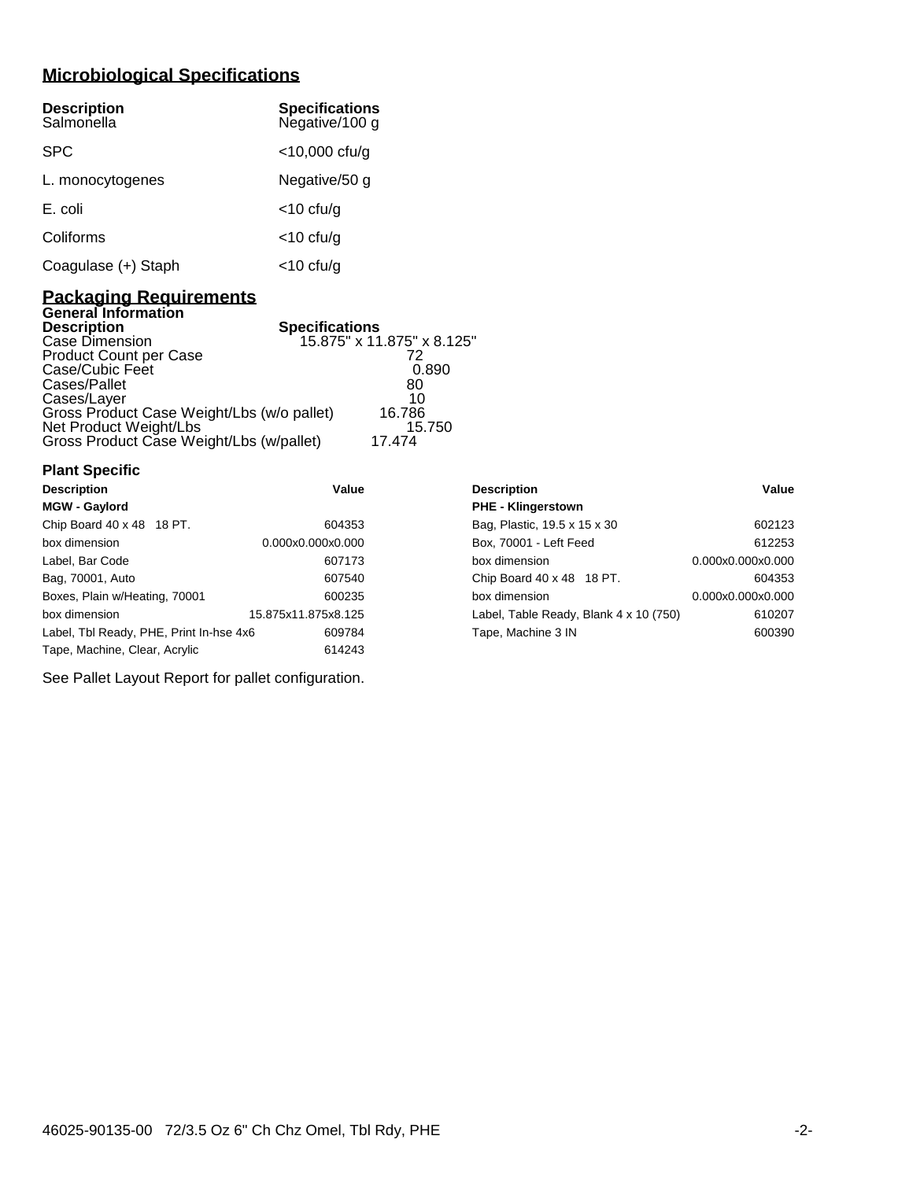## Microbiological Specifications

| Description | Specifications |
| --- | --- |
| Salmonella | Negative/100 g |
| SPC | <10,000 cfu/g |
| L. monocytogenes | Negative/50 g |
| E. coli | <10 cfu/g |
| Coliforms | <10 cfu/g |
| Coagulase (+) Staph | <10 cfu/g |

## Packaging Requirements

### General Information

| Description | Specifications |
| --- | --- |
| Case Dimension | 15.875" x 11.875" x 8.125" |
| Product Count per Case | 72 |
| Case/Cubic Feet | 0.890 |
| Cases/Pallet | 80 |
| Cases/Layer | 10 |
| Gross Product Case Weight/Lbs (w/o pallet) | 16.786 |
| Net Product Weight/Lbs | 15.750 |
| Gross Product Case Weight/Lbs (w/pallet) | 17.474 |

### Plant Specific

| Description | Value |
| --- | --- |
| **MGW - Gaylord** | |
| Chip Board 40 x 48 18 PT. | 604353 |
| box dimension | 0.000x0.000x0.000 |
| Label, Bar Code | 607173 |
| Bag, 70001, Auto | 607540 |
| Boxes, Plain w/Heating, 70001 | 600235 |
| box dimension | 15.875x11.875x8.125 |
| Label, Tbl Ready, PHE, Print In-hse 4x6 | 609784 |
| Tape, Machine, Clear, Acrylic | 614243 |

| Description | Value |
| --- | --- |
| **PHE - Klingerstown** | |
| Bag, Plastic, 19.5 x 15 x 30 | 602123 |
| Box, 70001 - Left Feed | 612253 |
| box dimension | 0.000x0.000x0.000 |
| Chip Board 40 x 48 18 PT. | 604353 |
| box dimension | 0.000x0.000x0.000 |
| Label, Table Ready, Blank 4 x 10 (750) | 610207 |
| Tape, Machine 3 IN | 600390 |

See Pallet Layout Report for pallet configuration.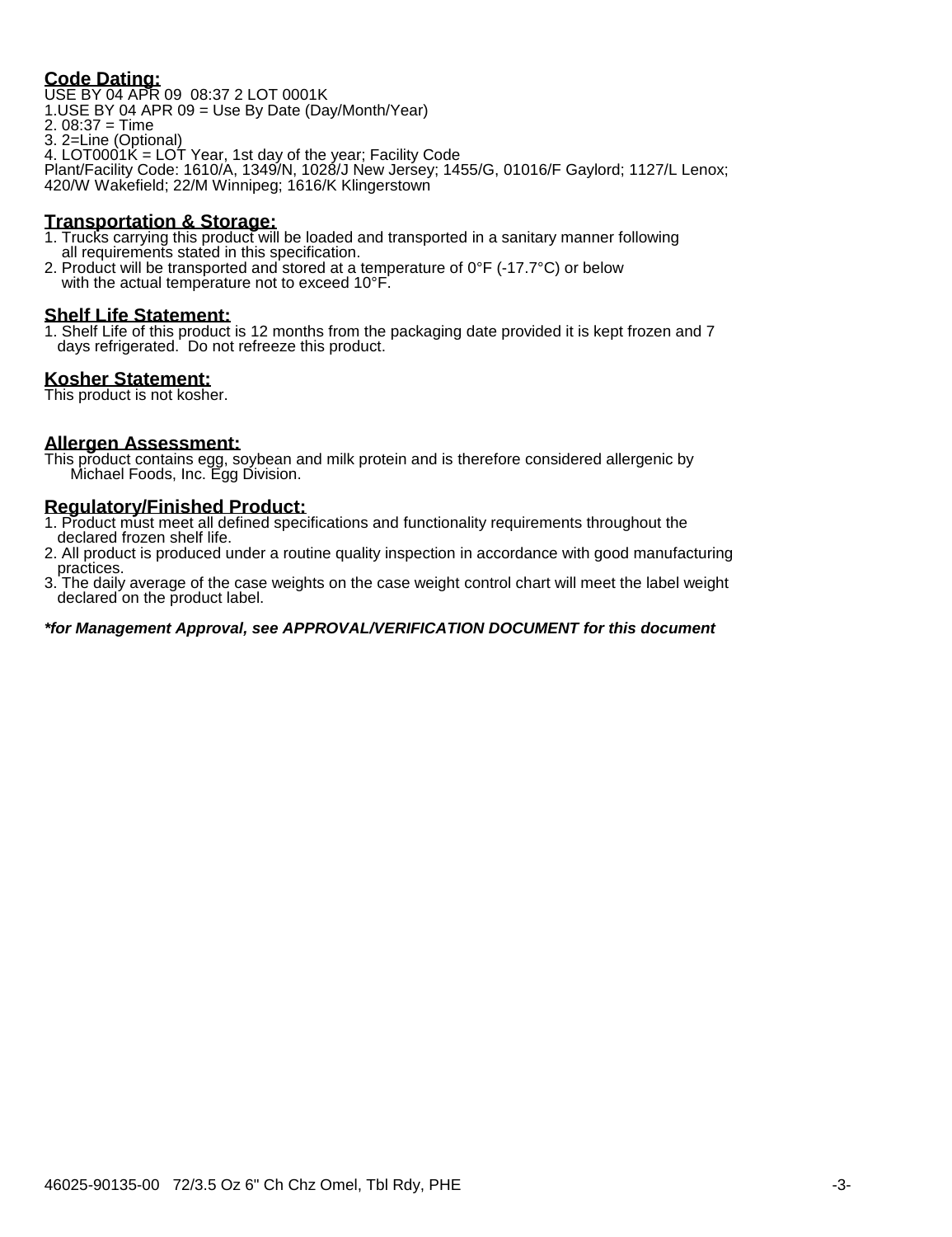**Code Dating:**

USE BY 04 APR 09 08:37 2 LOT 0001K

1.USE BY 04 APR 09 = Use By Date (Day/Month/Year)
2. 08:37 = Time
3. 2=Line (Optional)
4. LOT0001K = LOT Year, 1st day of the year; Facility Code

Plant/Facility Code: 1610/A, 1349/N, 1028/J New Jersey; 1455/G, 01016/F Gaylord; 1127/L Lenox; 420/W Wakefield; 22/M Winnipeg; 1616/K Klingerstown

**Transportation & Storage:**

1. Trucks carrying this product will be loaded and transported in a sanitary manner following all requirements stated in this specification.
2. Product will be transported and stored at a temperature of 0°F (-17.7°C) or below with the actual temperature not to exceed 10°F.

**Shelf Life Statement:**

1. Shelf Life of this product is 12 months from the packaging date provided it is kept frozen and 7 days refrigerated. Do not refreeze this product.

**Kosher Statement:**

This product is not kosher.

**Allergen Assessment:**

This product contains egg, soybean and milk protein and is therefore considered allergenic by Michael Foods, Inc. Egg Division.

**Regulatory/Finished Product:**

1. Product must meet all defined specifications and functionality requirements throughout the declared frozen shelf life.
2. All product is produced under a routine quality inspection in accordance with good manufacturing practices.
3. The daily average of the case weights on the case weight control chart will meet the label weight declared on the product label.

***for Management Approval, see APPROVAL/VERIFICATION DOCUMENT for this document***